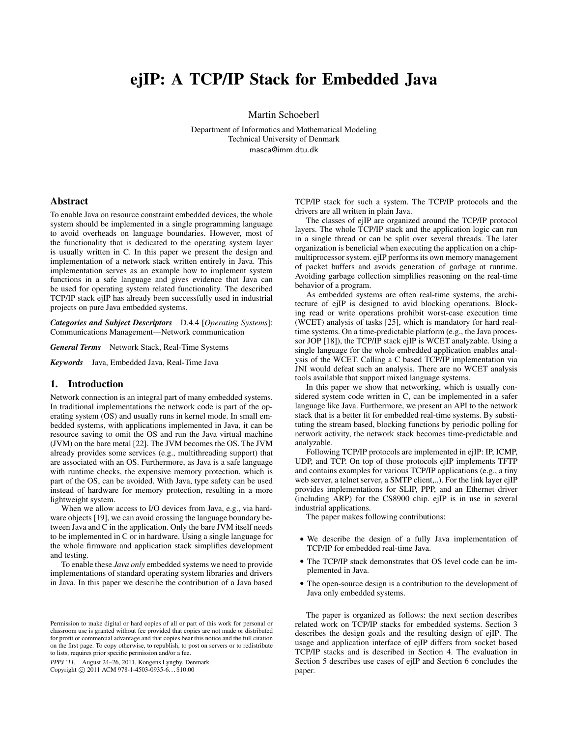# ejIP: A TCP/IP Stack for Embedded Java

Martin Schoeberl

Department of Informatics and Mathematical Modeling
Technical University of Denmark
masca@imm.dtu.dk

## Abstract

To enable Java on resource constraint embedded devices, the whole system should be implemented in a single programming language to avoid overheads on language boundaries. However, most of the functionality that is dedicated to the operating system layer is usually written in C. In this paper we present the design and implementation of a network stack written entirely in Java. This implementation serves as an example how to implement system functions in a safe language and gives evidence that Java can be used for operating system related functionality. The described TCP/IP stack ejIP has already been successfully used in industrial projects on pure Java embedded systems.

***Categories and Subject Descriptors*** D.4.4 [*Operating Systems*]: Communications Management—Network communication

***General Terms*** Network Stack, Real-Time Systems

***Keywords*** Java, Embedded Java, Real-Time Java

## 1. Introduction

Network connection is an integral part of many embedded systems. In traditional implementations the network code is part of the operating system (OS) and usually runs in kernel mode. In small embedded systems, with applications implemented in Java, it can be resource saving to omit the OS and run the Java virtual machine (JVM) on the bare metal [22]. The JVM becomes the OS. The JVM already provides some services (e.g., multithreading support) that are associated with an OS. Furthermore, as Java is a safe language with runtime checks, the expensive memory protection, which is part of the OS, can be avoided. With Java, type safety can be used instead of hardware for memory protection, resulting in a more lightweight system.

When we allow access to I/O devices from Java, e.g., via hardware objects [19], we can avoid crossing the language boundary between Java and C in the application. Only the bare JVM itself needs to be implemented in C or in hardware. Using a single language for the whole firmware and application stack simplifies development and testing.

To enable these *Java only* embedded systems we need to provide implementations of standard operating system libraries and drivers in Java. In this paper we describe the contribution of a Java based TCP/IP stack for such a system. The TCP/IP protocols and the drivers are all written in plain Java.

The classes of ejIP are organized around the TCP/IP protocol layers. The whole TCP/IP stack and the application logic can run in a single thread or can be split over several threads. The later organization is beneficial when executing the application on a chip-multiprocessor system. ejIP performs its own memory management of packet buffers and avoids generation of garbage at runtime. Avoiding garbage collection simplifies reasoning on the real-time behavior of a program.

As embedded systems are often real-time systems, the architecture of ejIP is designed to avid blocking operations. Blocking read or write operations prohibit worst-case execution time (WCET) analysis of tasks [25], which is mandatory for hard real-time systems. On a time-predictable platform (e.g., the Java processor JOP [18]), the TCP/IP stack ejIP is WCET analyzable. Using a single language for the whole embedded application enables analysis of the WCET. Calling a C based TCP/IP implementation via JNI would defeat such an analysis. There are no WCET analysis tools available that support mixed language systems.

In this paper we show that networking, which is usually considered system code written in C, can be implemented in a safer language like Java. Furthermore, we present an API to the network stack that is a better fit for embedded real-time systems. By substituting the stream based, blocking functions by periodic polling for network activity, the network stack becomes time-predictable and analyzable.

Following TCP/IP protocols are implemented in ejIP: IP, ICMP, UDP, and TCP. On top of those protocols ejIP implements TFTP and contains examples for various TCP/IP applications (e.g., a tiny web server, a telnet server, a SMTP client,..). For the link layer ejIP provides implementations for SLIP, PPP, and an Ethernet driver (including ARP) for the CS8900 chip. ejIP is in use in several industrial applications.

The paper makes following contributions:

- We describe the design of a fully Java implementation of TCP/IP for embedded real-time Java.
- The TCP/IP stack demonstrates that OS level code can be implemented in Java.
- The open-source design is a contribution to the development of Java only embedded systems.

The paper is organized as follows: the next section describes related work on TCP/IP stacks for embedded systems. Section 3 describes the design goals and the resulting design of ejIP. The usage and application interface of ejIP differs from socket based TCP/IP stacks and is described in Section 4. The evaluation in Section 5 describes use cases of ejIP and Section 6 concludes the paper.

Permission to make digital or hard copies of all or part of this work for personal or classroom use is granted without fee provided that copies are not made or distributed for profit or commercial advantage and that copies bear this notice and the full citation on the first page. To copy otherwise, to republish, to post on servers or to redistribute to lists, requires prior specific permission and/or a fee.

*PPPJ '11*, August 24–26, 2011, Kongens Lyngby, Denmark.
Copyright © 2011 ACM 978-1-4503-0935-6...$10.00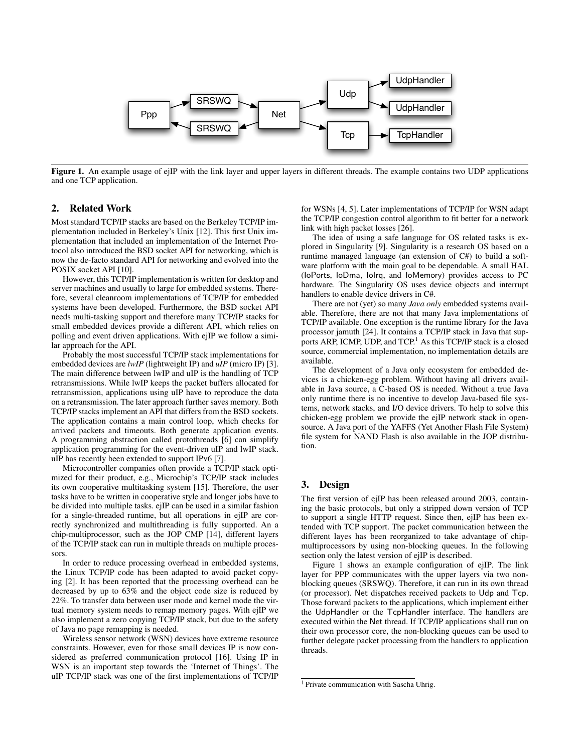Ppp

SRSWQ

SRSWQ

Net

Udp

Tcp

UdpHandler

UdpHandler

TcpHandler

**Figure 1.** An example usage of ejIP with the link layer and upper layers in different threads. The example contains two UDP applications and one TCP application.

## 2. Related Work

Most standard TCP/IP stacks are based on the Berkeley TCP/IP implementation included in Berkeley's Unix [12]. This first Unix implementation that included an implementation of the Internet Protocol also introduced the BSD socket API for networking, which is now the de-facto standard API for networking and evolved into the POSIX socket API [10].

However, this TCP/IP implementation is written for desktop and server machines and usually to large for embedded systems. Therefore, several cleanroom implementations of TCP/IP for embedded systems have been developed. Furthermore, the BSD socket API needs multi-tasking support and therefore many TCP/IP stacks for small embedded devices provide a different API, which relies on polling and event driven applications. With ejIP we follow a similar approach for the API.

Probably the most successful TCP/IP stack implementations for embedded devices are *lwIP* (lightweight IP) and *uIP* (micro IP) [3]. The main difference between lwIP and uIP is the handling of TCP retransmissions. While lwIP keeps the packet buffers allocated for retransmission, applications using uIP have to reproduce the data on a retransmission. The later approach further saves memory. Both TCP/IP stacks implement an API that differs from the BSD sockets. The application contains a main control loop, which checks for arrived packets and timeouts. Both generate application events. A programming abstraction called protothreads [6] can simplify application programming for the event-driven uIP and lwIP stack. uIP has recently been extended to support IPv6 [7].

Microcontroller companies often provide a TCP/IP stack optimized for their product, e.g., Microchip's TCP/IP stack includes its own cooperative multitasking system [15]. Therefore, the user tasks have to be written in cooperative style and longer jobs have to be divided into multiple tasks. ejIP can be used in a similar fashion for a single-threaded runtime, but all operations in ejIP are correctly synchronized and multithreading is fully supported. An a chip-multiprocessor, such as the JOP CMP [14], different layers of the TCP/IP stack can run in multiple threads on multiple processors.

In order to reduce processing overhead in embedded systems, the Linux TCP/IP code has been adapted to avoid packet copying [2]. It has been reported that the processing overhead can be decreased by up to 63% and the object code size is reduced by 22%. To transfer data between user mode and kernel mode the virtual memory system needs to remap memory pages. With ejIP we also implement a zero copying TCP/IP stack, but due to the safety of Java no page remapping is needed.

Wireless sensor network (WSN) devices have extreme resource constraints. However, even for those small devices IP is now considered as preferred communication protocol [16]. Using IP in WSN is an important step towards the 'Internet of Things'. The uIP TCP/IP stack was one of the first implementations of TCP/IP for WSNs [4, 5]. Later implementations of TCP/IP for WSN adapt the TCP/IP congestion control algorithm to fit better for a network link with high packet losses [26].

The idea of using a safe language for OS related tasks is explored in Singularity [9]. Singularity is a research OS based on a runtime managed language (an extension of C#) to build a software platform with the main goal to be dependable. A small HAL (IoPorts, IoDma, IoIrq, and IoMemory) provides access to PC hardware. The Singularity OS uses device objects and interrupt handlers to enable device drivers in C#.

There are not (yet) so many *Java only* embedded systems available. Therefore, there are not that many Java implementations of TCP/IP available. One exception is the runtime library for the Java processor jamuth [24]. It contains a TCP/IP stack in Java that supports ARP, ICMP, UDP, and TCP.[1] As this TCP/IP stack is a closed source, commercial implementation, no implementation details are available.

The development of a Java only ecosystem for embedded devices is a chicken-egg problem. Without having all drivers available in Java source, a C-based OS is needed. Without a true Java only runtime there is no incentive to develop Java-based file systems, network stacks, and I/O device drivers. To help to solve this chicken-egg problem we provide the ejIP network stack in opensource. A Java port of the YAFFS (Yet Another Flash File System) file system for NAND Flash is also available in the JOP distribution.

## 3. Design

The first version of ejIP has been released around 2003, containing the basic protocols, but only a stripped down version of TCP to support a single HTTP request. Since then, ejIP has been extended with TCP support. The packet communication between the different layes has been reorganized to take advantage of chip-multiprocessors by using non-blocking queues. In the following section only the latest version of ejIP is described.

Figure 1 shows an example configuration of ejIP. The link layer for PPP communicates with the upper layers via two non-blocking queues (SRSWQ). Therefore, it can run in its own thread (or processor). Net dispatches received packets to Udp and Tcp. Those forward packets to the applications, which implement either the UdpHandler or the TcpHandler interface. The handlers are executed within the Net thread. If TCP/IP applications shall run on their own processor core, the non-blocking queues can be used to further delegate packet processing from the handlers to application threads.

[1] Private communication with Sascha Uhrig.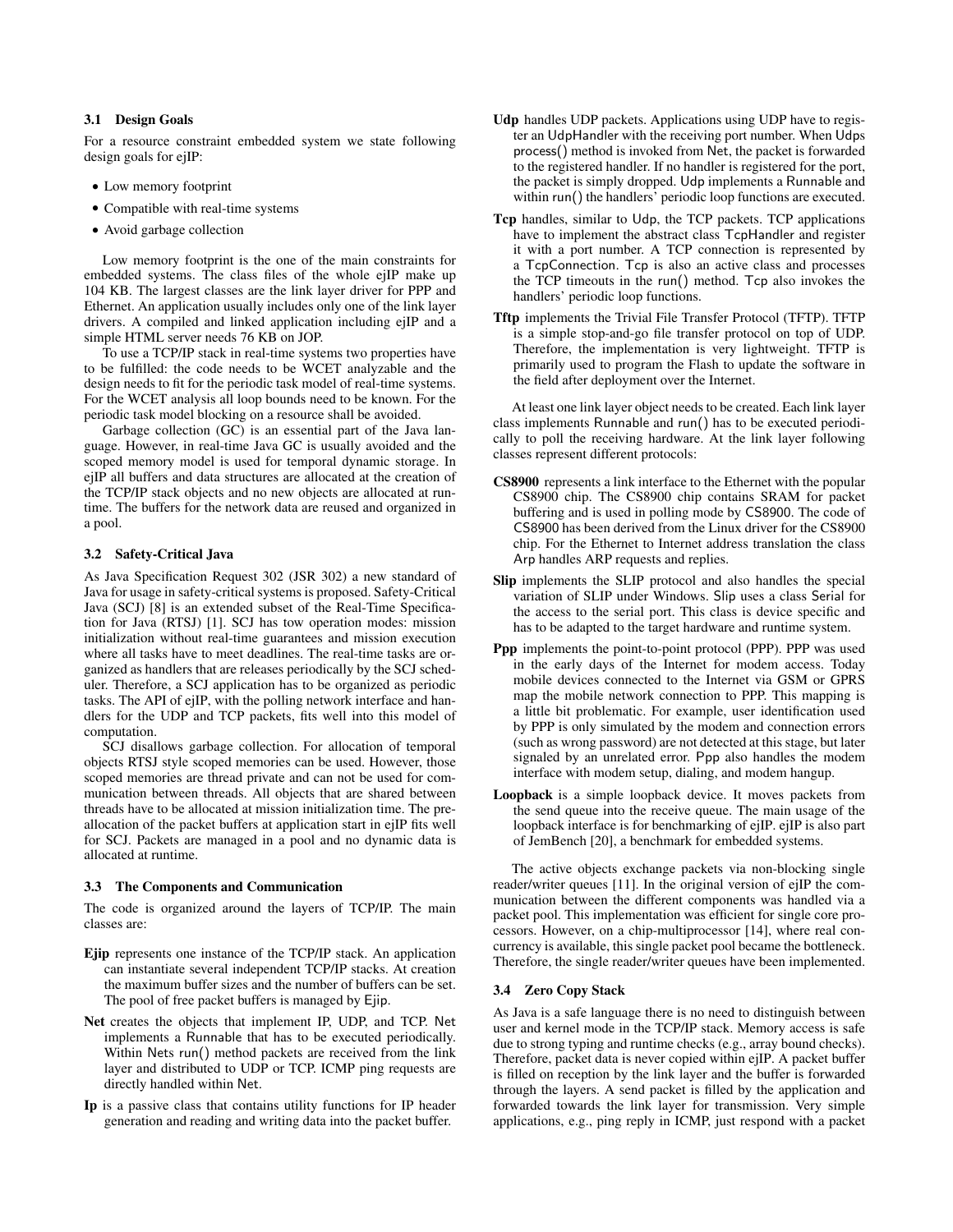### 3.1 Design Goals

For a resource constraint embedded system we state following design goals for ejIP:

- Low memory footprint
- Compatible with real-time systems
- Avoid garbage collection

Low memory footprint is the one of the main constraints for embedded systems. The class files of the whole ejIP make up 104 KB. The largest classes are the link layer driver for PPP and Ethernet. An application usually includes only one of the link layer drivers. A compiled and linked application including ejIP and a simple HTML server needs 76 KB on JOP.

To use a TCP/IP stack in real-time systems two properties have to be fulfilled: the code needs to be WCET analyzable and the design needs to fit for the periodic task model of real-time systems. For the WCET analysis all loop bounds need to be known. For the periodic task model blocking on a resource shall be avoided.

Garbage collection (GC) is an essential part of the Java language. However, in real-time Java GC is usually avoided and the scoped memory model is used for temporal dynamic storage. In ejIP all buffers and data structures are allocated at the creation of the TCP/IP stack objects and no new objects are allocated at runtime. The buffers for the network data are reused and organized in a pool.

### 3.2 Safety-Critical Java

As Java Specification Request 302 (JSR 302) a new standard of Java for usage in safety-critical systems is proposed. Safety-Critical Java (SCJ) [8] is an extended subset of the Real-Time Specification for Java (RTSJ) [1]. SCJ has tow operation modes: mission initialization without real-time guarantees and mission execution where all tasks have to meet deadlines. The real-time tasks are organized as handlers that are releases periodically by the SCJ scheduler. Therefore, a SCJ application has to be organized as periodic tasks. The API of ejIP, with the polling network interface and handlers for the UDP and TCP packets, fits well into this model of computation.

SCJ disallows garbage collection. For allocation of temporal objects RTSJ style scoped memories can be used. However, those scoped memories are thread private and can not be used for communication between threads. All objects that are shared between threads have to be allocated at mission initialization time. The preallocation of the packet buffers at application start in ejIP fits well for SCJ. Packets are managed in a pool and no dynamic data is allocated at runtime.

### 3.3 The Components and Communication

The code is organized around the layers of TCP/IP. The main classes are:

**Ejip** represents one instance of the TCP/IP stack. An application can instantiate several independent TCP/IP stacks. At creation the maximum buffer sizes and the number of buffers can be set. The pool of free packet buffers is managed by Ejip.

**Net** creates the objects that implement IP, UDP, and TCP. Net implements a Runnable that has to be executed periodically. Within Nets run() method packets are received from the link layer and distributed to UDP or TCP. ICMP ping requests are directly handled within Net.

**Ip** is a passive class that contains utility functions for IP header generation and reading and writing data into the packet buffer.

**Udp** handles UDP packets. Applications using UDP have to register an UdpHandler with the receiving port number. When Udps process() method is invoked from Net, the packet is forwarded to the registered handler. If no handler is registered for the port, the packet is simply dropped. Udp implements a Runnable and within run() the handlers' periodic loop functions are executed.

**Tcp** handles, similar to Udp, the TCP packets. TCP applications have to implement the abstract class TcpHandler and register it with a port number. A TCP connection is represented by a TcpConnection. Tcp is also an active class and processes the TCP timeouts in the run() method. Tcp also invokes the handlers' periodic loop functions.

**Tftp** implements the Trivial File Transfer Protocol (TFTP). TFTP is a simple stop-and-go file transfer protocol on top of UDP. Therefore, the implementation is very lightweight. TFTP is primarily used to program the Flash to update the software in the field after deployment over the Internet.

At least one link layer object needs to be created. Each link layer class implements Runnable and run() has to be executed periodically to poll the receiving hardware. At the link layer following classes represent different protocols:

**CS8900** represents a link interface to the Ethernet with the popular CS8900 chip. The CS8900 chip contains SRAM for packet buffering and is used in polling mode by CS8900. The code of CS8900 has been derived from the Linux driver for the CS8900 chip. For the Ethernet to Internet address translation the class Arp handles ARP requests and replies.

**Slip** implements the SLIP protocol and also handles the special variation of SLIP under Windows. Slip uses a class Serial for the access to the serial port. This class is device specific and has to be adapted to the target hardware and runtime system.

**Ppp** implements the point-to-point protocol (PPP). PPP was used in the early days of the Internet for modem access. Today mobile devices connected to the Internet via GSM or GPRS map the mobile network connection to PPP. This mapping is a little bit problematic. For example, user identification used by PPP is only simulated by the modem and connection errors (such as wrong password) are not detected at this stage, but later signaled by an unrelated error. Ppp also handles the modem interface with modem setup, dialing, and modem hangup.

**Loopback** is a simple loopback device. It moves packets from the send queue into the receive queue. The main usage of the loopback interface is for benchmarking of ejIP. ejIP is also part of JemBench [20], a benchmark for embedded systems.

The active objects exchange packets via non-blocking single reader/writer queues [11]. In the original version of ejIP the communication between the different components was handled via a packet pool. This implementation was efficient for single core processors. However, on a chip-multiprocessor [14], where real concurrency is available, this single packet pool became the bottleneck. Therefore, the single reader/writer queues have been implemented.

### 3.4 Zero Copy Stack

As Java is a safe language there is no need to distinguish between user and kernel mode in the TCP/IP stack. Memory access is safe due to strong typing and runtime checks (e.g., array bound checks). Therefore, packet data is never copied within ejIP. A packet buffer is filled on reception by the link layer and the buffer is forwarded through the layers. A send packet is filled by the application and forwarded towards the link layer for transmission. Very simple applications, e.g., ping reply in ICMP, just respond with a packet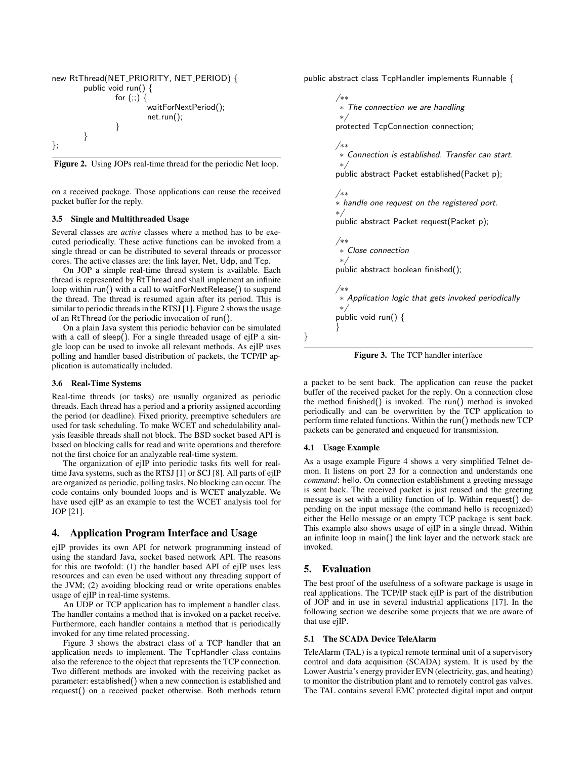```
new RtThread(NET_PRIORITY, NET_PERIOD) {
        public void run() {
                for (;;) {
                        waitForNextPeriod();
                        net.run();
                }
        }
};
```

**Figure 2.** Using JOPs real-time thread for the periodic Net loop.

on a received package. Those applications can reuse the received packet buffer for the reply.

### 3.5 Single and Multithreaded Usage

Several classes are *active* classes where a method has to be executed periodically. These active functions can be invoked from a single thread or can be distributed to several threads or processor cores. The active classes are: the link layer, Net, Udp, and Tcp.

On JOP a simple real-time thread system is available. Each thread is represented by RtThread and shall implement an infinite loop within run() with a call to waitForNextRelease() to suspend the thread. The thread is resumed again after its period. This is similar to periodic threads in the RTSJ [1]. Figure 2 shows the usage of an RtThread for the periodic invocation of run().

On a plain Java system this periodic behavior can be simulated with a call of sleep(). For a single threaded usage of ejIP a single loop can be used to invoke all relevant methods. As ejIP uses polling and handler based distribution of packets, the TCP/IP application is automatically included.

### 3.6 Real-Time Systems

Real-time threads (or tasks) are usually organized as periodic threads. Each thread has a period and a priority assigned according the period (or deadline). Fixed priority, preemptive schedulers are used for task scheduling. To make WCET and schedulability analysis feasible threads shall not block. The BSD socket based API is based on blocking calls for read and write operations and therefore not the first choice for an analyzable real-time system.

The organization of ejIP into periodic tasks fits well for real-time Java systems, such as the RTSJ [1] or SCJ [8]. All parts of ejIP are organized as periodic, polling tasks. No blocking can occur. The code contains only bounded loops and is WCET analyzable. We have used ejIP as an example to test the WCET analysis tool for JOP [21].

## 4. Application Program Interface and Usage

ejIP provides its own API for network programming instead of using the standard Java, socket based network API. The reasons for this are twofold: (1) the handler based API of ejIP uses less resources and can even be used without any threading support of the JVM; (2) avoiding blocking read or write operations enables usage of ejIP in real-time systems.

An UDP or TCP application has to implement a handler class. The handler contains a method that is invoked on a packet receive. Furthermore, each handler contains a method that is periodically invoked for any time related processing.

Figure 3 shows the abstract class of a TCP handler that an application needs to implement. The TcpHandler class contains also the reference to the object that represents the TCP connection. Two different methods are invoked with the receiving packet as parameter: established() when a new connection is established and request() on a received packet otherwise. Both methods return a packet to be sent back. The application can reuse the packet buffer of the received packet for the reply. On a connection close the method finished() is invoked. The run() method is invoked periodically and can be overwritten by the TCP application to perform time related functions. Within the run() methods new TCP packets can be generated and enqueued for transmission.

```
public abstract class TcpHandler implements Runnable {

        /**
         * The connection we are handling
         */
        protected TcpConnection connection;

        /**
         * Connection is established. Transfer can start.
         */
        public abstract Packet established(Packet p);

        /**
        * handle one request on the registered port.
        */
        public abstract Packet request(Packet p);

        /**
         * Close connection
         */
        public abstract boolean finished();

        /**
         * Application logic that gets invoked periodically
         */
        public void run() {
        }
}
```

**Figure 3.** The TCP handler interface

### 4.1 Usage Example

As a usage example Figure 4 shows a very simplified Telnet demon. It listens on port 23 for a connection and understands one *command*: hello. On connection establishment a greeting message is sent back. The received packet is just reused and the greeting message is set with a utility function of Ip. Within request() depending on the input message (the command hello is recognized) either the Hello message or an empty TCP package is sent back. This example also shows usage of ejIP in a single thread. Within an infinite loop in main() the link layer and the network stack are invoked.

## 5. Evaluation

The best proof of the usefulness of a software package is usage in real applications. The TCP/IP stack ejIP is part of the distribution of JOP and in use in several industrial applications [17]. In the following section we describe some projects that we are aware of that use ejIP.

### 5.1 The SCADA Device TeleAlarm

TeleAlarm (TAL) is a typical remote terminal unit of a supervisory control and data acquisition (SCADA) system. It is used by the Lower Austria's energy provider EVN (electricity, gas, and heating) to monitor the distribution plant and to remotely control gas valves. The TAL contains several EMC protected digital input and output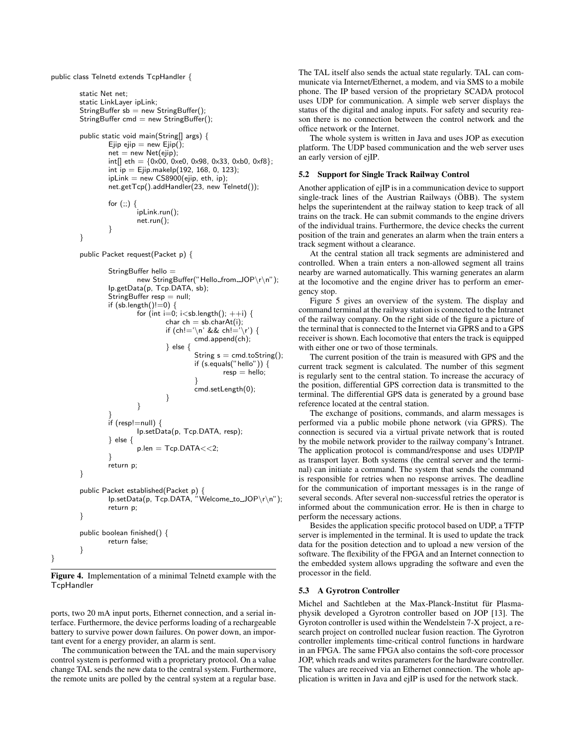```java
public class Telnetd extends TcpHandler {

        static Net net;
        static LinkLayer ipLink;
        StringBuffer sb = new StringBuffer();
        StringBuffer cmd = new StringBuffer();

        public static void main(String[] args) {
                Ejip ejip = new Ejip();
                net = new Net(ejip);
                int[] eth = {0x00, 0xe0, 0x98, 0x33, 0xb0, 0xf8};
                int ip = Ejip.makeIp(192, 168, 0, 123);
                ipLink = new CS8900(ejip, eth, ip);
                net.getTcp().addHandler(23, new Telnetd());

                for (;;) {
                        ipLink.run();
                        net.run();
                }
        }

        public Packet request(Packet p) {

                StringBuffer hello =
                        new StringBuffer("Hello from JOP\r\n");
                Ip.getData(p, Tcp.DATA, sb);
                StringBuffer resp = null;
                if (sb.length()!=0) {
                        for (int i=0; i<sb.length(); ++i) {
                                char ch = sb.charAt(i);
                                if (ch!='\n' && ch!='\r') {
                                        cmd.append(ch);
                                } else {
                                        String s = cmd.toString();
                                        if (s.equals("hello")) {
                                                resp = hello;
                                        }
                                        cmd.setLength(0);
                                }
                        }
                }
                if (resp!=null) {
                        Ip.setData(p, Tcp.DATA, resp);
                } else {
                        p.len = Tcp.DATA<<2;
                }
                return p;
        }

        public Packet established(Packet p) {
                Ip.setData(p, Tcp.DATA, "Welcome to JOP\r\n");
                return p;
        }

        public boolean finished() {
                return false;
        }
}
```

**Figure 4.** Implementation of a minimal Telnetd example with the TcpHandler

ports, two 20 mA input ports, Ethernet connection, and a serial interface. Furthermore, the device performs loading of a rechargeable battery to survive power down failures. On power down, an important event for a energy provider, an alarm is sent.

The communication between the TAL and the main supervisory control system is performed with a proprietary protocol. On a value change TAL sends the new data to the central system. Furthermore, the remote units are polled by the central system at a regular base. The TAL itself also sends the actual state regularly. TAL can communicate via Internet/Ethernet, a modem, and via SMS to a mobile phone. The IP based version of the proprietary SCADA protocol uses UDP for communication. A simple web server displays the status of the digital and analog inputs. For safety and security reason there is no connection between the control network and the office network or the Internet.

The whole system is written in Java and uses JOP as execution platform. The UDP based communication and the web server uses an early version of ejIP.

### 5.2 Support for Single Track Railway Control

Another application of ejIP is in a communication device to support single-track lines of the Austrian Railways (ÖBB). The system helps the superintendent at the railway station to keep track of all trains on the track. He can submit commands to the engine drivers of the individual trains. Furthermore, the device checks the current position of the train and generates an alarm when the train enters a track segment without a clearance.

At the central station all track segments are administered and controlled. When a train enters a non-allowed segment all trains nearby are warned automatically. This warning generates an alarm at the locomotive and the engine driver has to perform an emergency stop.

Figure 5 gives an overview of the system. The display and command terminal at the railway station is connected to the Intranet of the railway company. On the right side of the figure a picture of the terminal that is connected to the Internet via GPRS and to a GPS receiver is shown. Each locomotive that enters the track is equipped with either one or two of those terminals.

The current position of the train is measured with GPS and the current track segment is calculated. The number of this segment is regularly sent to the central station. To increase the accuracy of the position, differential GPS correction data is transmitted to the terminal. The differential GPS data is generated by a ground base reference located at the central station.

The exchange of positions, commands, and alarm messages is performed via a public mobile phone network (via GPRS). The connection is secured via a virtual private network that is routed by the mobile network provider to the railway company's Intranet. The application protocol is command/response and uses UDP/IP as transport layer. Both systems (the central server and the terminal) can initiate a command. The system that sends the command is responsible for retries when no response arrives. The deadline for the communication of important messages is in the range of several seconds. After several non-successful retries the operator is informed about the communication error. He is then in charge to perform the necessary actions.

Besides the application specific protocol based on UDP, a TFTP server is implemented in the terminal. It is used to update the track data for the position detection and to upload a new version of the software. The flexibility of the FPGA and an Internet connection to the embedded system allows upgrading the software and even the processor in the field.

### 5.3 A Gyrotron Controller

Michel and Sachtleben at the Max-Planck-Institut für Plasmaphysik developed a Gyrotron controller based on JOP [13]. The Gyroton controller is used within the Wendelstein 7-X project, a research project on controlled nuclear fusion reaction. The Gyrotron controller implements time-critical control functions in hardware in an FPGA. The same FPGA also contains the soft-core processor JOP, which reads and writes parameters for the hardware controller. The values are received via an Ethernet connection. The whole application is written in Java and ejIP is used for the network stack.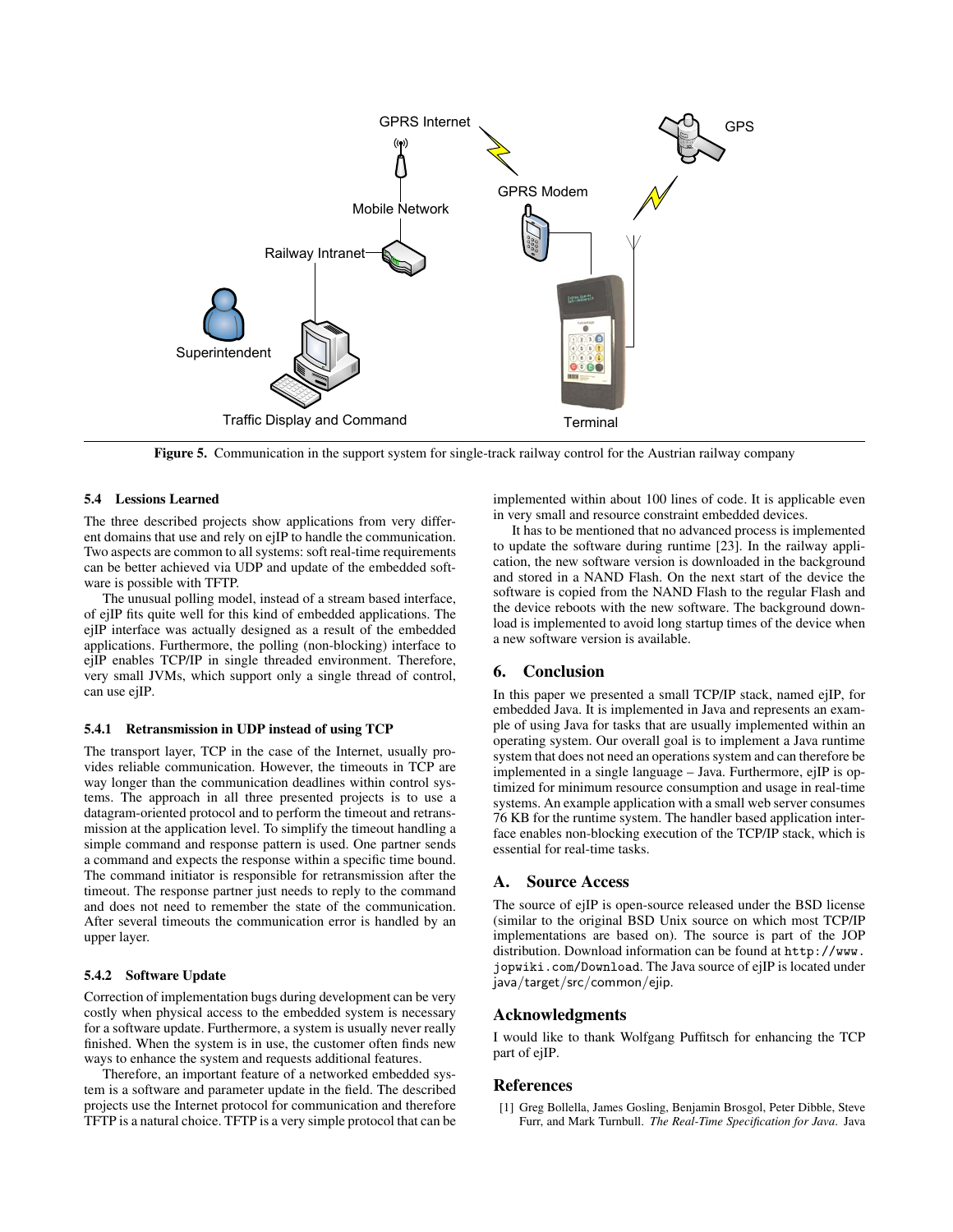GPRS Internet

GPS

GPRS Modem

Mobile Network

Railway Intranet

Superintendent

Traffic Display and Command

Terminal

**Figure 5.** Communication in the support system for single-track railway control for the Austrian railway company

### 5.4 Lessions Learned

The three described projects show applications from very different domains that use and rely on ejIP to handle the communication. Two aspects are common to all systems: soft real-time requirements can be better achieved via UDP and update of the embedded software is possible with TFTP.

The unusual polling model, instead of a stream based interface, of ejIP fits quite well for this kind of embedded applications. The ejIP interface was actually designed as a result of the embedded applications. Furthermore, the polling (non-blocking) interface to ejIP enables TCP/IP in single threaded environment. Therefore, very small JVMs, which support only a single thread of control, can use ejIP.

#### 5.4.1 Retransmission in UDP instead of using TCP

The transport layer, TCP in the case of the Internet, usually provides reliable communication. However, the timeouts in TCP are way longer than the communication deadlines within control systems. The approach in all three presented projects is to use a datagram-oriented protocol and to perform the timeout and retransmission at the application level. To simplify the timeout handling a simple command and response pattern is used. One partner sends a command and expects the response within a specific time bound. The command initiator is responsible for retransmission after the timeout. The response partner just needs to reply to the command and does not need to remember the state of the communication. After several timeouts the communication error is handled by an upper layer.

#### 5.4.2 Software Update

Correction of implementation bugs during development can be very costly when physical access to the embedded system is necessary for a software update. Furthermore, a system is usually never really finished. When the system is in use, the customer often finds new ways to enhance the system and requests additional features.

Therefore, an important feature of a networked embedded system is a software and parameter update in the field. The described projects use the Internet protocol for communication and therefore TFTP is a natural choice. TFTP is a very simple protocol that can be implemented within about 100 lines of code. It is applicable even in very small and resource constraint embedded devices.

It has to be mentioned that no advanced process is implemented to update the software during runtime [23]. In the railway application, the new software version is downloaded in the background and stored in a NAND Flash. On the next start of the device the software is copied from the NAND Flash to the regular Flash and the device reboots with the new software. The background download is implemented to avoid long startup times of the device when a new software version is available.

## 6. Conclusion

In this paper we presented a small TCP/IP stack, named ejIP, for embedded Java. It is implemented in Java and represents an example of using Java for tasks that are usually implemented within an operating system. Our overall goal is to implement a Java runtime system that does not need an operations system and can therefore be implemented in a single language – Java. Furthermore, ejIP is optimized for minimum resource consumption and usage in real-time systems. An example application with a small web server consumes 76 KB for the runtime system. The handler based application interface enables non-blocking execution of the TCP/IP stack, which is essential for real-time tasks.

## A. Source Access

The source of ejIP is open-source released under the BSD license (similar to the original BSD Unix source on which most TCP/IP implementations are based on). The source is part of the JOP distribution. Download information can be found at `http://www.jopwiki.com/Download`. The Java source of ejIP is located under `java/target/src/common/ejip`.

## Acknowledgments

I would like to thank Wolfgang Puffitsch for enhancing the TCP part of ejIP.

## References

[1] Greg Bollella, James Gosling, Benjamin Brosgol, Peter Dibble, Steve Furr, and Mark Turnbull. *The Real-Time Specification for Java*. Java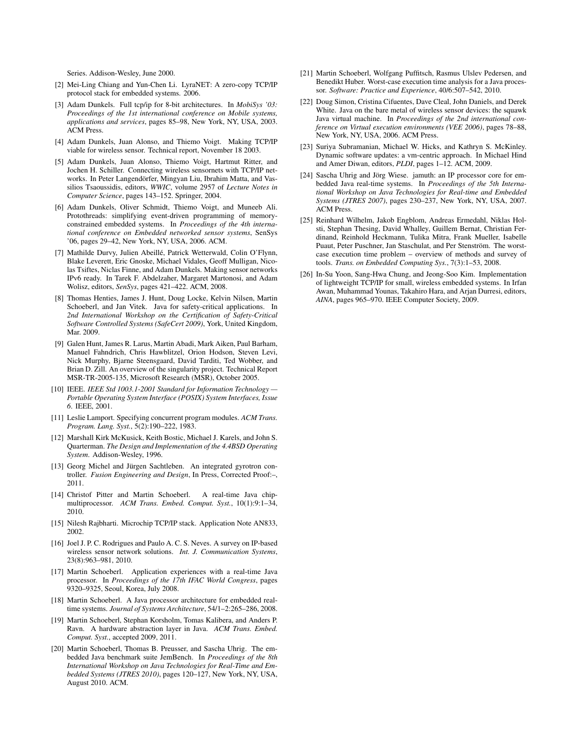Series. Addison-Wesley, June 2000.

[2] Mei-Ling Chiang and Yun-Chen Li. LyraNET: A zero-copy TCP/IP protocol stack for embedded systems. 2006.

[3] Adam Dunkels. Full tcp/ip for 8-bit architectures. In *MobiSys '03: Proceedings of the 1st international conference on Mobile systems, applications and services*, pages 85–98, New York, NY, USA, 2003. ACM Press.

[4] Adam Dunkels, Juan Alonso, and Thiemo Voigt. Making TCP/IP viable for wireless sensor. Technical report, November 18 2003.

[5] Adam Dunkels, Juan Alonso, Thiemo Voigt, Hartmut Ritter, and Jochen H. Schiller. Connecting wireless sensornets with TCP/IP networks. In Peter Langendörfer, Mingyan Liu, Ibrahim Matta, and Vassilios Tsaoussidis, editors, *WWIC*, volume 2957 of *Lecture Notes in Computer Science*, pages 143–152. Springer, 2004.

[6] Adam Dunkels, Oliver Schmidt, Thiemo Voigt, and Muneeb Ali. Protothreads: simplifying event-driven programming of memory-constrained embedded systems. In *Proceedings of the 4th international conference on Embedded networked sensor systems*, SenSys '06, pages 29–42, New York, NY, USA, 2006. ACM.

[7] Mathilde Durvy, Julien Abeillé, Patrick Wetterwald, Colin O'Flynn, Blake Leverett, Eric Gnoske, Michael Vidales, Geoff Mulligan, Nicolas Tsiftes, Niclas Finne, and Adam Dunkels. Making sensor networks IPv6 ready. In Tarek F. Abdelzaher, Margaret Martonosi, and Adam Wolisz, editors, *SenSys*, pages 421–422. ACM, 2008.

[8] Thomas Henties, James J. Hunt, Doug Locke, Kelvin Nilsen, Martin Schoeberl, and Jan Vitek. Java for safety-critical applications. In *2nd International Workshop on the Certification of Safety-Critical Software Controlled Systems (SafeCert 2009)*, York, United Kingdom, Mar. 2009.

[9] Galen Hunt, James R. Larus, Martin Abadi, Mark Aiken, Paul Barham, Manuel Fahndrich, Chris Hawblitzel, Orion Hodson, Steven Levi, Nick Murphy, Bjarne Steensgaard, David Tarditi, Ted Wobber, and Brian D. Zill. An overview of the singularity project. Technical Report MSR-TR-2005-135, Microsoft Research (MSR), October 2005.

[10] IEEE. *IEEE Std 1003.1-2001 Standard for Information Technology — Portable Operating System Interface (POSIX) System Interfaces, Issue 6*. IEEE, 2001.

[11] Leslie Lamport. Specifying concurrent program modules. *ACM Trans. Program. Lang. Syst.*, 5(2):190–222, 1983.

[12] Marshall Kirk McKusick, Keith Bostic, Michael J. Karels, and John S. Quarterman. *The Design and Implementation of the 4.4BSD Operating System*. Addison-Wesley, 1996.

[13] Georg Michel and Jürgen Sachtleben. An integrated gyrotron controller. *Fusion Engineering and Design*, In Press, Corrected Proof:–, 2011.

[14] Christof Pitter and Martin Schoeberl. A real-time Java chip-multiprocessor. *ACM Trans. Embed. Comput. Syst.*, 10(1):9:1–34, 2010.

[15] Nilesh Rajbharti. Microchip TCP/IP stack. Application Note AN833, 2002.

[16] Joel J. P. C. Rodrigues and Paulo A. C. S. Neves. A survey on IP-based wireless sensor network solutions. *Int. J. Communication Systems*, 23(8):963–981, 2010.

[17] Martin Schoeberl. Application experiences with a real-time Java processor. In *Proceedings of the 17th IFAC World Congress*, pages 9320–9325, Seoul, Korea, July 2008.

[18] Martin Schoeberl. A Java processor architecture for embedded real-time systems. *Journal of Systems Architecture*, 54/1–2:265–286, 2008.

[19] Martin Schoeberl, Stephan Korsholm, Tomas Kalibera, and Anders P. Ravn. A hardware abstraction layer in Java. *ACM Trans. Embed. Comput. Syst.*, accepted 2009, 2011.

[20] Martin Schoeberl, Thomas B. Preusser, and Sascha Uhrig. The embedded Java benchmark suite JemBench. In *Proceedings of the 8th International Workshop on Java Technologies for Real-Time and Embedded Systems (JTRES 2010)*, pages 120–127, New York, NY, USA, August 2010. ACM.

[21] Martin Schoeberl, Wolfgang Puffitsch, Rasmus Ulslev Pedersen, and Benedikt Huber. Worst-case execution time analysis for a Java processor. *Software: Practice and Experience*, 40/6:507–542, 2010.

[22] Doug Simon, Cristina Cifuentes, Dave Cleal, John Daniels, and Derek White. Java on the bare metal of wireless sensor devices: the squawk Java virtual machine. In *Proceedings of the 2nd international conference on Virtual execution environments (VEE 2006)*, pages 78–88, New York, NY, USA, 2006. ACM Press.

[23] Suriya Subramanian, Michael W. Hicks, and Kathryn S. McKinley. Dynamic software updates: a vm-centric approach. In Michael Hind and Amer Diwan, editors, *PLDI*, pages 1–12. ACM, 2009.

[24] Sascha Uhrig and Jörg Wiese. jamuth: an IP processor core for embedded Java real-time systems. In *Proceedings of the 5th International Workshop on Java Technologies for Real-time and Embedded Systems (JTRES 2007)*, pages 230–237, New York, NY, USA, 2007. ACM Press.

[25] Reinhard Wilhelm, Jakob Engblom, Andreas Ermedahl, Niklas Holsti, Stephan Thesing, David Whalley, Guillem Bernat, Christian Ferdinand, Reinhold Heckmann, Tulika Mitra, Frank Mueller, Isabelle Puaut, Peter Puschner, Jan Staschulat, and Per Stenström. The worst-case execution time problem – overview of methods and survey of tools. *Trans. on Embedded Computing Sys.*, 7(3):1–53, 2008.

[26] In-Su Yoon, Sang-Hwa Chung, and Jeong-Soo Kim. Implementation of lightweight TCP/IP for small, wireless embedded systems. In Irfan Awan, Muhammad Younas, Takahiro Hara, and Arjan Durresi, editors, *AINA*, pages 965–970. IEEE Computer Society, 2009.